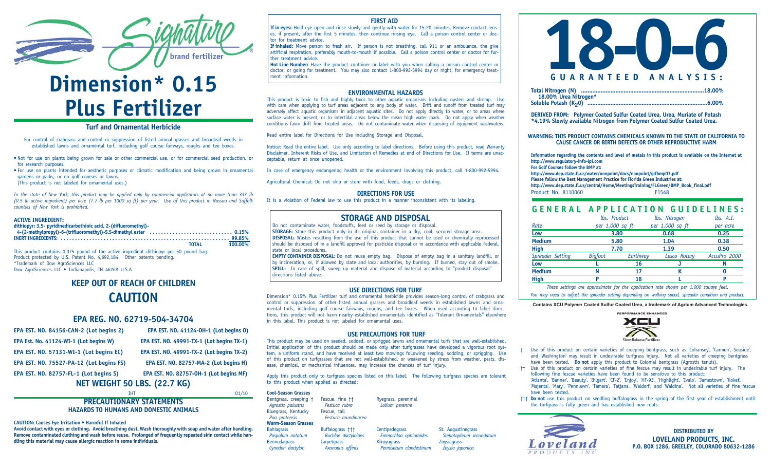Signature brand fertilizer®

# Dimension* 0.15 Plus Fertilizer

## Turf and Ornamental Herbicide

For control of crabgrass and control or suppression of listed annual grasses and broadleaf weeds in established lawns and ornamental turf, including golf course fairways, roughs and tee boxes.

- Not for use on plants being grown for sale or other commercial use, or for commercial seed production, or for research purposes.
- For use on plants intended for aesthetic purposes or climatic modification and being grown in ornamental gardens or parks, or on golf courses or lawns.
  (This product is not labeled for ornamental uses.)

*In the state of New York, this product may be applied only by commercial applicators at no more than 333 lb (0.5 lb active ingredient) per acre (7.7 lb per 1000 sq ft) per year. Use of this product in Nassau and Suffolk counties of New York is prohibited.*

**ACTIVE INGREDIENT:**

| | |
|---|---|
| **dithiopyr: 3,5- pyridinedicarbothioic acid, 2-(difluoromethyl)-4-(2-methylpropyl)-6-(trifluoromethyl)-S,S-dimethyl ester** | **0.15%** |
| **INERT INGREDIENTS:** | **99.85%** |
| **TOTAL** | **100.00%** |

This product contains 0.075 pound of the active ingredient dithiopyr per 50 pound bag.
Product protected by U.S. Patent No. 4,692,184. Other patents pending.
*Trademark of Dow AgroSciences LLC
Dow AgroSciences LLC • Indianapolis, IN 46268 U.S.A

## KEEP OUT OF REACH OF CHILDREN
## CAUTION

## EPA REG. NO. 62719-504-34704

| | |
|---|---|
| **EPA EST. NO. 84156-CAN-2 (Lot begins 2)** | **EPA EST. NO. 41124-OH-1 (Lot begins O)** |
| **EPA Est. No. 41124-WI-1 (Lot begins W)** | **EPA EST. NO. 49991-TX-1 (Lot begins TX-1)** |
| **EPA EST. NO. 57131-WI-1 (Lot begins EC)** | **EPA EST. NO. 49991-TX-2 (Lot begins TX-2)** |
| **EPA EST. NO. 75527-PA-12 (Lot begins FS)** | **EPA EST. NO. 82757-MA-2 (Lot begins H)** |
| **EPA EST. NO. 82757-FL-1 (Lot begins S)** | **EPA EST. NO. 82757-OH-1 (Lot begins MF)** |

**NET WEIGHT 50 LBS. (22.7 KG)**

IHT 01/10

## PRECAUTIONARY STATEMENTS
### HAZARDS TO HUMANS AND DOMESTIC ANIMALS

**CAUTION: Causes Eye Irritation • Harmful If Inhaled**

**Avoid contact with eyes or clothing. Avoid breathing dust. Wash thoroughly with soap and water after handling. Remove contaminated clothing and wash before reuse. Prolonged of frequently repeated skin contact while handling this material may cause allergic reaction in some individuals.**

### FIRST AID

**If in eyes:** Hold eye open and rinse slowly and gently with water for 15-20 minutes. Remove contact lenses, if present, after the first 5 minutes, then continue rinsing eye. Call a poison control center or doctor for treatment advice.

**If inhaled:** Move person to fresh air. If person is not breathing, call 911 or an ambulance, the give artificial respiration, preferably mouth-to-mouth if possible. Call a poison control center or doctor for further treatment advice.

**Hot Line Number:** Have the product container or label with you when calling a poison control center or doctor, or going for treatment. You may also contact 1-800-992-5994 day or night, for emergency treatment information.

### ENVIRONMENTAL HAZARDS

This product is toxic to fish and highly toxic to other aquatic organisms including oysters and shrimp. Use with care when applying to turf areas adjacent to any body of water. Drift and runoff from treated turf may adversely affect aquatic organisms in adjacent aquatic sites. Do not apply directly to water, or to areas where surface water is present, or to intertidal areas below the mean high water mark. Do not apply when weather conditions favor drift from treated areas. Do not contaminate water when disposing of equipment washwaters.

Read entire label for Directions for Use including Storage and Disposal.

Notice: Read the entire label. Use only according to label directions. Before using this product, read Warranty Disclaimer, Inherent Risks of Use, and Limitation of Remedies at end of Directions for Use. If terms are unacceptable, return at once unopened.

In case of emergency endangering health or the environment involving this product, call 1-800-992-5994.

Agricultural Chemical: Do not ship or store with food, feeds, drugs or clothing.

### DIRECTIONS FOR USE

It is a violation of Federal law to use this product in a manner inconsistent with its labeling.

### STORAGE AND DISPOSAL

Do not contaminate water, foodstuffs, feed or seed by storage or disposal.

**STORAGE:** Store this product only in its original container in a dry, cool, secured storage area.

**DISPOSAL:** Wastes resulting from the use of this product that cannot be used or chemically reprocessed should be disposed of in a landfill approved for pesticide disposal or in accordance with applicable Federal, state or local procedures.

**EMPTY CONTAINER DISPOSAL:** Do not reuse empty bag. Dispose of empty bag in a sanitary landfill, or by incineration, or, if allowed by state and local authorities, by burning. If burned, stay out of smoke.

**SPILL:** In case of spill, sweep up material and dispose of material according to "product disposal" directions listed above.

### USE DIRECTIONS FOR TURF

Dimension* 0.15% Plus Fertilizer turf and ornamental herbicide provides season-long control of crabgrass and control or suppression of other listed annual grasses and broadleaf weeds in established lawns and ornamental turfs, including golf course fairways, roughs, and tee boxes. When used according to label directions, this product will not harm nearby established ornamentals identified as "Tolerant Ornamentals" elsewhere in this label. This product is not labeled for ornamental uses.

### USE PRECAUTIONS FOR TURF

This product may be used on seeded, sodded, or sprigged lawns and ornamental turfs that are well-established. Initial application of this product should be made only after turfgrasses have developed a vigorous root system, a uniform stand, and have received at least two mowings following seeding, sodding, or sprigging. Use of this product on turfgrasses that are not well-established, or weakened by stress from weather, pests, disease, chemical, or mechanical influences, may increase the chances of turf injury.

Apply this product only to turfgrass species listed on this label. The following turfgrass species are tolerant to this product when applied as directed:

**Cool-Season Grasses**

| | | |
|---|---|---|
| Bentgrass, creeping † *Agrostis palustris* | Fescue, fine †† *Festuca rubra* | Ryegrass, perennial *Lolium perenne* |
| Bluegrass, Kentucky *Poa pratensis* | Fescue, tall *Festuca arundinacea* | |

**Warm-Season Grasses**

| | | | |
|---|---|---|---|
| Bahiagrass *Paspalum notatum* | Buffalograss ††† *Buchloe dactyloides* | Centipedegrass *Eremochloa ophiuroides* | St. Augustinegrass *Stenotaphrum secundatum* |
| Bermudagrass *Cynodon dactylon* | Carpetgrass *Axonopus affinis* | Kikuyugrass *Pennisetum clandestinum* | Zoysiagrass *Zoysia japonica* |

# 18-0-6

## GUARANTEED ANALYSIS:

| | |
|---|---|
| **Total Nitrogen (N)** | **18.00%** |
| **18.00% Urea Nitrogen*** | |
| **Soluble Potash ($K_2O$)** | **6.00%** |

**DERIVED FROM: Polymer Coated Sulfur Coated Urea, Urea, Muriate of Potash**
**\*4.19% Slowly available Nitrogen from Polymer Coated Sulfur Coated Urea.**

**WARNING: THIS PRODUCT CONTAINS CHEMICALS KNOWN TO THE STATE OF CALIFORNIA TO CAUSE CANCER OR BIRTH DEFECTS OR OTHER REPRODUCTIVE HARM**

**Information regarding the contents and level of metals in this product is available on the Internet at http://www.regulatory-info-lpi.com**
**For Golf Courses follow the BMP at:**
**http://www.dep.state.fl.us/water/nonpoint/docs/nonpoint/glfbmp07.pdf**
**Please follow the Best Management Practice for Florida Green Industries at:**
**http://www.dep.state.fl.us/central/Home/MeetingsTraining/FLGreen/BMP_Book_final.pdf**
Product No. 8110060 F1548

## GENERAL APPLICATION GUIDELINES:

| *Rate* | *lbs. Product per 1,000 sq ft* | | *lbs. Nitrogen per 1,000 sq ft* | *lbs. A.I. per acre* |
|---|---|---|---|---|
| **Low** | **3.80** | | **0.68** | **0.25** |
| **Medium** | **5.80** | | **1.04** | **0.38** |
| **High** | **7.70** | | **1.39** | **0.50** |
| *Spreader Setting* | *Bigfoot* | *Earthway* | *Lesco Rotary* | *AccuPro 2000* |
| **Low** | **L** | **16** | **J** | **N** |
| **Medium** | **N** | **17** | **K** | **O** |
| **High** | **P** | **18** | **L** | **P** |

*These settings are approximate for the application rate shown per 1,000 square feet.*
*You may need to adjust the spreader setting depending on walking speed, spreader condition and product.*

**Contains XCU Polymer Coated Sulfur Coated Urea, a trademark of Agrium Advanced Technologies.**

PERFORMANCE ENHANCED XCU Slow-Release Fertilizer

† Use of this product on certain varieties of creeping bentgrass, such as 'Cohansey', 'Carmen', Seaside', and 'Washington' may result in undesirable turfgrass injury. Not all varieties of creeping bentgrass have been tested. **Do not** apply this product to Colonial bentgrass (Agrostis tenuis).

†† Use of this product on certain varieties of fine fescue may result in undesirable turf injury. The following fine fescue varieties have been found to be sensitive to this product: 'Atlanta', 'Banner', 'Beauty', 'Bilgart', 'CF-2', 'Enjoy', 'HF-93', 'Highlight', 'Ivalo', 'Jamestown', 'Koket', 'Majenta', 'Mary', 'Pennlawn', 'Tamara', 'Tatjana', 'Waldorf', and 'Waldina'. Not all varieties of fine fescue have been tested.

††† **Do not** use this product on seedling buffalograss in the spring of the first year of establishment until the turfgrass is fully green and has established new roots.

Loveland PRODUCTS INC

**DISTRIBUTED BY**
**LOVELAND PRODUCTS, INC.**
**P.O. BOX 1286, GREELEY, COLORADO 80632-1286**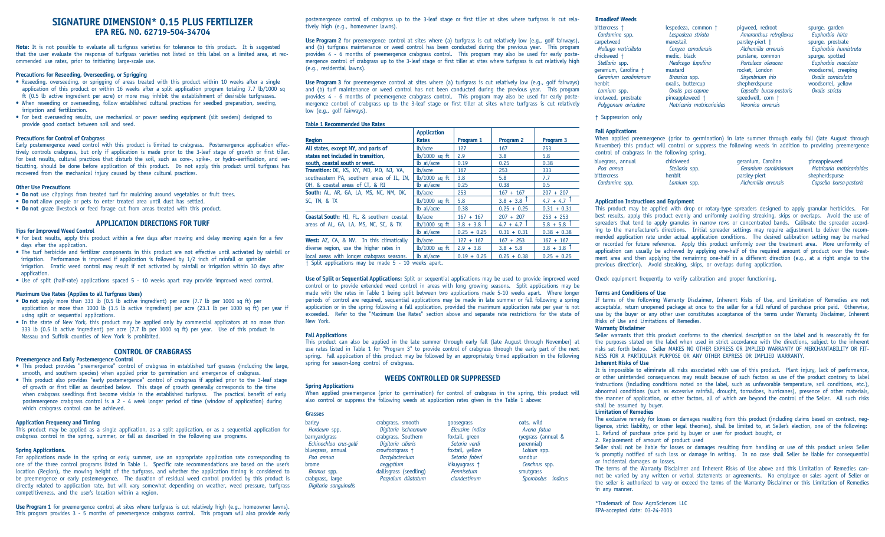# SIGNATURE DIMENSION* 0.15 PLUS FERTILIZER
## EPA REG. NO. 62719-504-34704

**Note:** It is not possible to evaluate all turfgrass varieties for tolerance to this product. It is suggested that the user evaluate the response of turfgrass varieties not listed on this label on a limited area, at recommended use rates, prior to initiating large-scale use.

### Precautions for Reseeding, Overseeding, or Sprigging

- Reseeding, overseeding, or sprigging of areas treated with this product within 10 weeks after a single application of this product or within 16 weeks after a split application program totaling 7.7 lb/1000 sq ft (0.5 lb active ingredient per acre) or more may inhibit the establishment of desirable turfgrasses.
- When reseeding or overseeding, follow established cultural practices for seedbed preparation, seeding, irrigation and fertilization.
- For best overseeding results, use mechanical or power seeding equipment (slit seeders) designed to provide good contact between soil and seed.

### Precautions for Control of Crabgrass

Early postemergence weed control with this product is limited to crabgrass. Postemergence application effectively controls crabgrass, but only if application is made prior to the 3-leaf stage of growth or first tiller. For best results, cultural practices that disturb the soil, such as core-, spike-, or hydro-aerification, and verticutting, should be done before application of this product. Do not apply this product until turfgrass has recovered from the mechanical injury caused by these cultural practices.

### Other Use Precautions

- **Do not** use clippings from treated turf for mulching around vegetables or fruit trees.
- **Do not** allow people or pets to enter treated area until dust has settled.
- **Do not** graze livestock or feed forage cut from areas treated with this product.

## APPLICATION DIRECTIONS FOR TURF

### Tips for Improved Weed Control

- For best results, apply this product within a few days after mowing and delay mowing again for a few days after the application.
- The turf herbicide and fertilizer components in this product are not effective until activated by rainfall or irrigation. Performance is improved if application is followed by 1/2 inch of rainfall or sprinkler irrigation. Erratic weed control may result if not activated by rainfall or irrigation within 30 days after application.
- Use of split (half-rate) applications spaced 5 - 10 weeks apart may provide improved weed control.

### Maximum Use Rates (Applies to all Turfgrass Uses)

- **Do not** apply more than 333 lb (0.5 lb active ingredient) per acre (7.7 lb per 1000 sq ft) per application or more than 1000 lb (1.5 lb active ingredient) per acre (23.1 lb per 1000 sq ft) per year if using split or sequential applications.
- In the state of New York, this product may be applied only by commercial applicators at no more than 333 lb (0.5 lb active ingredient) per acre (7.7 lb per 1000 sq ft) per year. Use of this product in Nassau and Suffolk counties of New York is prohibited.

## CONTROL OF CRABGRASS

### Preemergence and Early Postemergence Control

- This product provides "preemergence" control of crabgrass in established turf grasses (including the large, smooth, and southern species) when applied prior to germination and emergence of crabgrass.
- This product also provides "early postemergence" control of crabgrass if applied prior to the 3-leaf stage of growth or first tiller as described below. This stage of growth generally corresponds to the time when crabgrass seedlings first become visible in the established turfgrass. The practical benefit of early postemergence crabgrass control is a 2 - 4 week longer period of time (window of application) during which crabgrass control can be achieved.

### Application Frequency and Timing

This product may be applied as a single application, as a split application, or as a sequential application for crabgrass control in the spring, summer, or fall as described in the following use programs.

### Spring Applications.

For applications made in the spring or early summer, use an appropriate application rate corresponding to one of the three control programs listed in Table 1. Specific rate recommendations are based on the user's location (Region), the mowing height of the turfgrass, and whether the application timing is considered to be preemergence or early postemergence. The duration of residual weed control provided by this product is directly related to application rate, but will vary somewhat depending on weather, weed pressure, turfgrass competitiveness, and the user's location within a region.

**Use Program 1** for preemergence control at sites where turfgrass is cut relatively high (e.g., homeowner lawns). This program provides 3 - 5 months of preemergence crabgrass control. This program will also provide early postemergence control of crabgrass up to the 3-leaf stage or first tiller at sites where turfgrass is cut relatively high (e.g., homeowner lawns).

**Use Program 2** for preemergence control at sites where (a) turfgrass is cut relatively low (e.g., golf fairways), and (b) turfgrass maintenance or weed control has been conducted during the previous year. This program provides 4 - 6 months of preemergence crabgrass control. This program may also be used for early postemergence control of crabgrass up to the 3-leaf stage or first tiller at sites where turfgrass is cut relatively high (e.g., residential lawns).

**Use Program 3** for preemergence control at sites where (a) turfgrass is cut relatively low (e.g., golf fairways) and (b) turf maintenance or weed control has not been conducted during the previous year. This program provides 4 - 6 months of preemergence crabgrass control. This program may also be used for early postemergence control of crabgrass up to the 3-leaf stage or first tiller at sites where turfgrass is cut relatively low (e.g., golf fairways).

**Table 1 Recommended Use Rates**

| Region | Application Rates | Program 1 | Program 2 | Program 3 |
|---|---|---|---|---|
| **All states, except NY, and parts of** states not included in transition, south, coastal south or west. | lb/acre | 127 | 167 | 253 |
| | lb/1000 sq ft | 2.9 | 3.8 | 5.8 |
| | lb ai/acre | 0.19 | 0.25 | 0.38 |
| **Transition:** DE, KS, KY, MD, MO, NJ, VA, southeastern PA, southern areas of IL, IN, OH, & coastal areas of CT, & RI | lb/acre | 167 | 253 | 333 |
| | lb/1000 sq ft | 3.8 | 5.8 | 7.7 |
| | lb ai/acre | 0.25 | 0.38 | 0.5 |
| **South:** AL, AR, GA, LA, MS, NC, NM, OK, SC, TN, & TX | lb/acre | 253 | 167 + 167 | 207 + 207 |
| | lb/1000 sq ft | 5.8 | 3.8 + 3.8 † | 4.7 + 4.7 † |
| | lb ai/acre | 0.38 | 0.25 + 0.25 | 0.31 + 0.31 |
| **Coastal South:** HI, FL, & southern coastal areas of AL, GA, LA, MS, NC, SC, & TX | lb/acre | 167 + 167 | 207 + 207 | 253 + 253 |
| | lb/1000 sq ft | 3.8 + 3.8 † | 4.7 + 4.7 † | 5.8 + 5.8 † |
| | lb ai/acre | 0.25 + 0.25 | 0.31 + 0.31 | 0.38 + 0.38 |
| **West:** AZ, CA, & NV. In this climatically diverse region, use the higher rates in local areas with longer crabgrass seasons. | lb/acre | 127 + 167 | 167 + 253 | 167 + 167 |
| | lb/1000 sq ft | 2.9 + 3.8 | 3.8 + 5.8 | 3.8 + 3.8 † |
| | lb ai/acre | 0.19 + 0.25 | 0.25 + 0.38 | 0.25 + 0.25 |

† Split applications may be made 5 - 10 weeks apart.

**Use of Split or Sequential Applications:** Split or sequential applications may be used to provide improved weed control or to provide extended weed control in areas with long growing seasons. Split applications may be made with the rates in Table 1 being split between two applications made 5-10 weeks apart. Where longer periods of control are required, sequential applications may be made in late summer or fall following a spring application or in the spring following a fall application, provided the maximum application rate per year is not exceeded. Refer to the "Maximum Use Rates" section above and separate rate restrictions for the state of New York.

### Fall Applications

This product can also be applied in the late summer through early fall (late August through November) at use rates listed in Table 1 for "Program 3" to provide control of crabgrass through the early part of the next spring. Fall application of this product may be followed by an appropriately timed application in the following spring for season-long control of crabgrass.

## WEEDS CONTROLLED OR SUPPRESSED

### Spring Applications

When applied preemergence (prior to germination) for control of crabgrass in the spring, this product will also control or suppress the following weeds at application rates given in the Table 1 above:

### Grasses

| | | | |
|---|---|---|---|
| barley *Hordeum* spp. | crabgrass, smooth *Digitaria ischaemum* | goosegrass *Eleusine indica* | oats, wild *Avena fatua* |
| barnyardgrass *Echinochloa crus-galli* | crabgrass, Southern *Digitaria ciliaris* | foxtail, green *Setaria verdi* | ryegrass (annual & perennial) *Lolium* spp. |
| bluegrass, annual *Poa annua* | crowfootgrass † *Dactyloctenium aegyptium* | foxtail, yellow *Setaria faberi* | sandbur *Cenchrus* spp. |
| brome *Bromus* spp. | dallisgrass (seedling) *Paspalum dilatatum* | kikuyugrass † *Pennisetum clandestinum* | smutgrass *Sporobolus indicus* |
| crabgrass, large *Digitaria sanguinalis* | | | |

### Broadleaf Weeds

| | | | |
|---|---|---|---|
| bittercress † *Cardamine* spp. | lespedeza, common † *Lespedeza striata* | pigweed, redroot *Amaranthus retroflexus* | spurge, garden *Euphorbia hirta* |
| carpetweed *Mollugo verticillata* | marestail *Conyza canadensis* | parsley-piert † *Alchemilla arvensis* | spurge, prostrate *Euphorbia humistrata* |
| chickweed † *Stellaria* spp. | medic, black *Medicago lupulina* | purslane, common *Portulaca oleracea* | spurge, spotted *Euphorbia maculata* |
| geranium, Carolina † *Geranium carolinianum* | mustard *Brassica* spp. | rocket, London *Sisymbrium irio* | woodsorrel, creeping *Oxalis corniculata* |
| henbit *Lamium* spp. | oxalis, buttercup *Oxalis pes-caprae* | shepherdspurse *Capsella bursa-pastoris* | woodsorrel, yellow *Oxalis stricta* |
| knotweed, prostrate *Polygonum aviculare* | pineappleweed † *Matricaria matricarioides* | speedwell, corn † *Veronica arvensis* | |

† Suppression only

### Fall Applications

When applied preemergence (prior to germination) in late summer through early fall (late August through November) this product will control or suppress the following weeds in addition to providing preemergence control of crabgrass in the following spring.

| | | | |
|---|---|---|---|
| bluegrass, annual *Poa annua* | chickweed *Stellaria* spp. | geranium, Carolina *Geranium carolinianum* | pineappleweed *Matricaria matricarioides* |
| bittercress *Cardamine* spp. | henbit *Lamium* spp. | parsley-piert *Alchemilla arvensis* | shepherdspurse *Capsella bursa-pastoris* |

### Application Instructions and Equipment

This product may be applied with drop or rotary-type spreaders designed to apply granular herbicides. For best results, apply this product evenly and uniformly avoiding streaking, skips or overlaps. Avoid the use of spreaders that tend to apply granules in narrow rows or concentrated bands. Calibrate the spreader according to the manufacturer's directions. Initial spreader settings may require adjustment to deliver the recommended application rate under actual application conditions. The desired calibration setting may be marked or recorded for future reference. Apply this product uniformly over the treatment area. More uniformity of application can usually be achieved by applying one-half of the required amount of product over the treatment area and then applying the remaining one-half in a different direction (e.g., at a right angle to the previous direction). Avoid streaking, skips, or overlaps during application.

Check equipment frequently to verify calibration and proper functioning.

### Terms and Conditions of Use

If terms of the following Warranty Disclaimer, Inherent Risks of Use, and Limitation of Remedies are not acceptable, return unopened package at once to the seller for a full refund of purchase price paid. Otherwise, use by the buyer or any other user constitutes acceptance of the terms under Warranty Disclaimer, Inherent Risks of Use and Limitations of Remedies.

**Warranty Disclaimer**

Seller warrants that this product conforms to the chemical description on the label and is reasonably fit for the purposes stated on the label when used in strict accordance with the directions, subject to the inherent risks set forth below. Seller MAKES NO OTHER EXPRESS OR IMPLIED WARRANTY OF MERCHANTABILITY OR FITNESS FOR A PARTICULAR PURPOSE OR ANY OTHER EXPRESS OR IMPLIED WARRANTY.

**Inherent Risks of Use**

It is impossible to eliminate all risks associated with use of this product. Plant injury, lack of performance, or other unintended consequences may result because of such factors as use of the product contrary to label instructions (including conditions noted on the label, such as unfavorable temperature, soil conditions, etc.), abnormal conditions (such as excessive rainfall, drought, tornadoes, hurricanes), presence of other materials, the manner of application, or other factors, all of which are beyond the control of the Seller. All such risks shall be assumed by buyer.

**Limitation of Remedies**

The exclusive remedy for losses or damages resulting from this product (including claims based on contract, negligence, strict liability, or other legal theories), shall be limited to, at Seller's election, one of the following:

1. Refund of purchase price paid by buyer or user for product bought, or
2. Replacement of amount of product used

Seller shall not be liable for losses or damages resulting from handling or use of this product unless Seller is promptly notified of such loss or damage in writing. In no case shall Seller be liable for consequential or incidental damages or losses.

The terms of the Warranty Disclaimer and Inherent Risks of Use above and this Limitation of Remedies cannot be varied by any written or verbal statements or agreements. No employee or sales agent of Seller or the seller is authorized to vary or exceed the terms of the Warranty Disclaimer or this Limitation of Remedies in any manner.

*Trademark of Dow AgroSciences LLC

EPA-accepted date: 03-24-2003